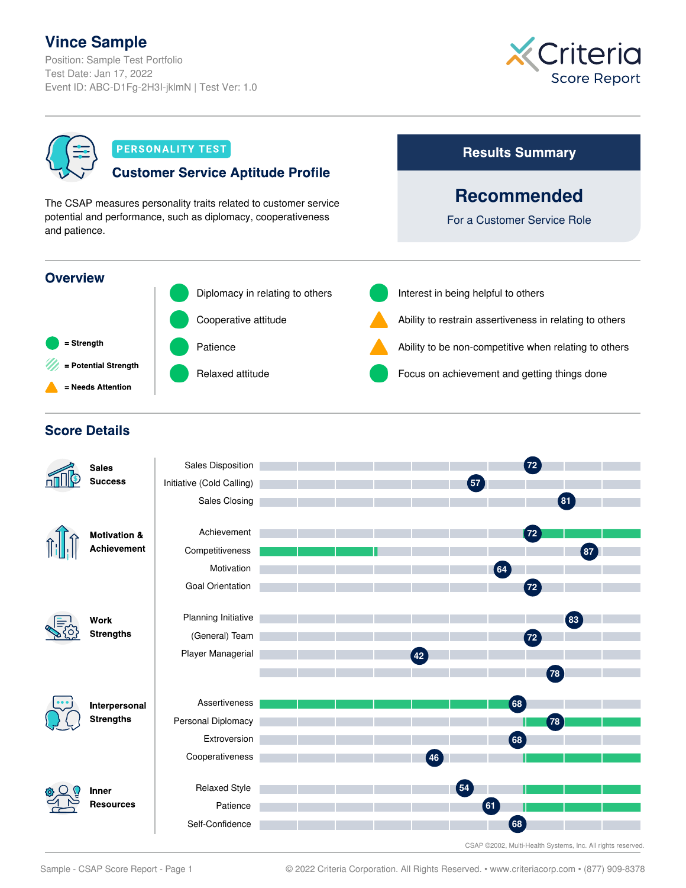# Vince Sample

Position: Sample Test Portfolio
Test Date: Jan 17, 2022
Event ID: ABC-D1Fg-2H3I-jklmN | Test Ver: 1.0

Criteria Score Report

**PERSONALITY TEST**

## Customer Service Aptitude Profile

The CSAP measures personality traits related to customer service potential and performance, such as diplomacy, cooperativeness and patience.

### Results Summary

**Recommended**

For a Customer Service Role

## Overview

- = Strength
- = Potential Strength
- = Needs Attention

| Trait | Rating |
|---|---|
| Diplomacy in relating to others | Strength |
| Cooperative attitude | Strength |
| Patience | Strength |
| Relaxed attitude | Strength |
| Interest in being helpful to others | Strength |
| Ability to restrain assertiveness in relating to others | Needs Attention |
| Ability to be non-competitive when relating to others | Needs Attention |
| Focus on achievement and getting things done | Strength |

## Score Details

| Category | Scale | Score |
|---|---|---|
| Sales Success | Sales Disposition | 72 |
| | Initiative (Cold Calling) | 57 |
| | Sales Closing | 81 |
| Motivation & Achievement | Achievement | 72 |
| | Competitiveness | 87 |
| | Motivation | 64 |
| | Goal Orientation | 72 |
| Work Strengths | Planning Initiative | 83 |
| | (General) Team | 72 |
| | Player Managerial | 42 |
| | | 78 |
| Interpersonal Strengths | Assertiveness | 68 |
| | Personal Diplomacy | 78 |
| | Extroversion | 68 |
| | Cooperativeness | 46 |
| Inner Resources | Relaxed Style | 54 |
| | Patience | 61 |
| | Self-Confidence | 68 |

CSAP ©2002, Multi-Health Systems, Inc. All rights reserved.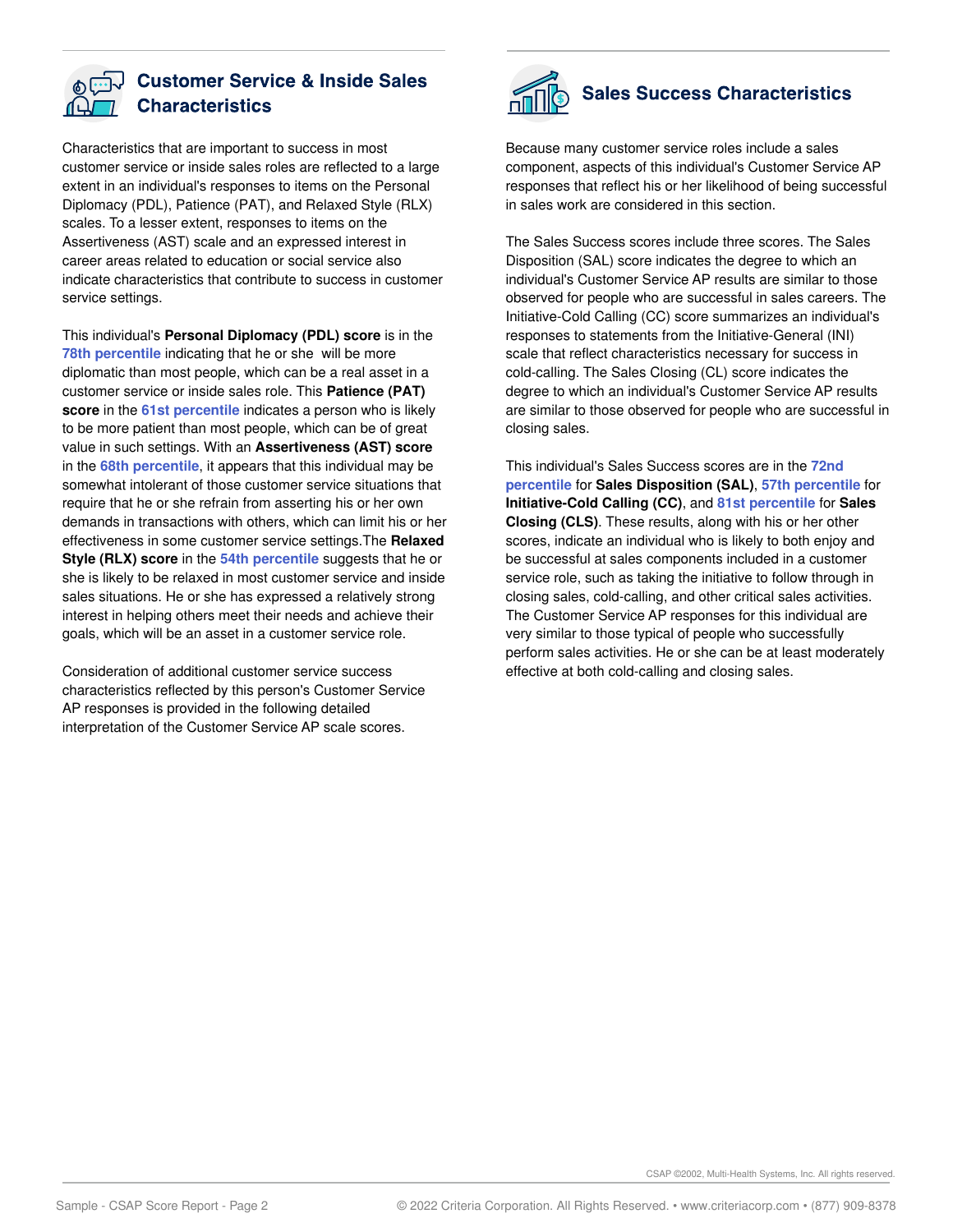## Customer Service & Inside Sales Characteristics

Characteristics that are important to success in most customer service or inside sales roles are reflected to a large extent in an individual's responses to items on the Personal Diplomacy (PDL), Patience (PAT), and Relaxed Style (RLX) scales. To a lesser extent, responses to items on the Assertiveness (AST) scale and an expressed interest in career areas related to education or social service also indicate characteristics that contribute to success in customer service settings.

This individual's **Personal Diplomacy (PDL) score** is in the **78th percentile** indicating that he or she will be more diplomatic than most people, which can be a real asset in a customer service or inside sales role. This **Patience (PAT) score** in the **61st percentile** indicates a person who is likely to be more patient than most people, which can be of great value in such settings. With an **Assertiveness (AST) score** in the **68th percentile**, it appears that this individual may be somewhat intolerant of those customer service situations that require that he or she refrain from asserting his or her own demands in transactions with others, which can limit his or her effectiveness in some customer service settings.The **Relaxed Style (RLX) score** in the **54th percentile** suggests that he or she is likely to be relaxed in most customer service and inside sales situations. He or she has expressed a relatively strong interest in helping others meet their needs and achieve their goals, which will be an asset in a customer service role.

Consideration of additional customer service success characteristics reflected by this person's Customer Service AP responses is provided in the following detailed interpretation of the Customer Service AP scale scores.

## Sales Success Characteristics

Because many customer service roles include a sales component, aspects of this individual's Customer Service AP responses that reflect his or her likelihood of being successful in sales work are considered in this section.

The Sales Success scores include three scores. The Sales Disposition (SAL) score indicates the degree to which an individual's Customer Service AP results are similar to those observed for people who are successful in sales careers. The Initiative-Cold Calling (CC) score summarizes an individual's responses to statements from the Initiative-General (INI) scale that reflect characteristics necessary for success in cold-calling. The Sales Closing (CL) score indicates the degree to which an individual's Customer Service AP results are similar to those observed for people who are successful in closing sales.

This individual's Sales Success scores are in the **72nd percentile** for **Sales Disposition (SAL)**, **57th percentile** for **Initiative-Cold Calling (CC)**, and **81st percentile** for **Sales Closing (CLS)**. These results, along with his or her other scores, indicate an individual who is likely to both enjoy and be successful at sales components included in a customer service role, such as taking the initiative to follow through in closing sales, cold-calling, and other critical sales activities. The Customer Service AP responses for this individual are very similar to those typical of people who successfully perform sales activities. He or she can be at least moderately effective at both cold-calling and closing sales.

CSAP ©2002, Multi-Health Systems, Inc. All rights reserved.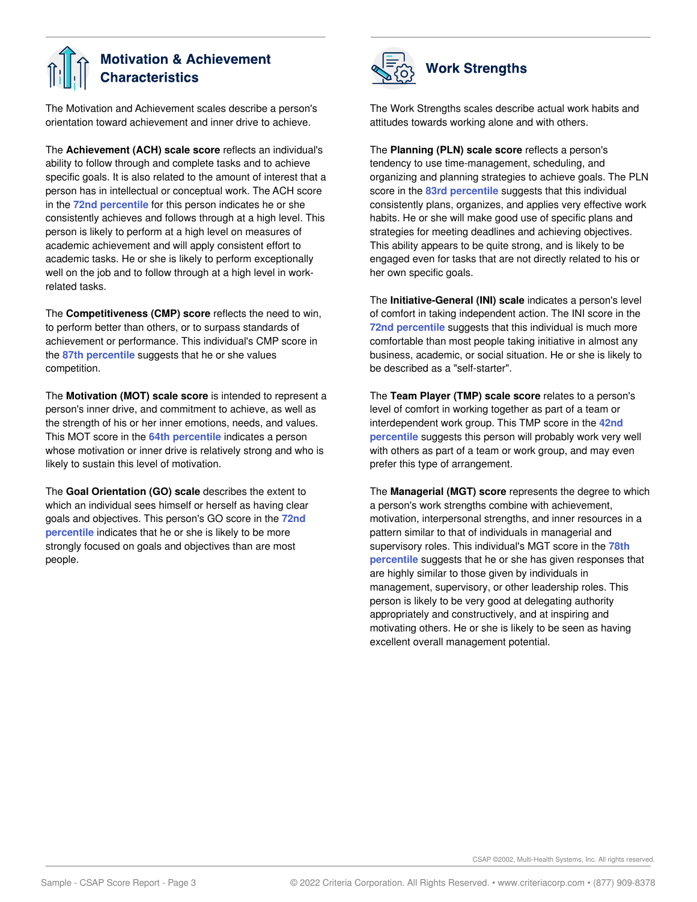## Motivation & Achievement Characteristics

The Motivation and Achievement scales describe a person's orientation toward achievement and inner drive to achieve.

The **Achievement (ACH) scale score** reflects an individual's ability to follow through and complete tasks and to achieve specific goals. It is also related to the amount of interest that a person has in intellectual or conceptual work. The ACH score in the **72nd percentile** for this person indicates he or she consistently achieves and follows through at a high level. This person is likely to perform at a high level on measures of academic achievement and will apply consistent effort to academic tasks. He or she is likely to perform exceptionally well on the job and to follow through at a high level in work-related tasks.

The **Competitiveness (CMP) score** reflects the need to win, to perform better than others, or to surpass standards of achievement or performance. This individual's CMP score in the **87th percentile** suggests that he or she values competition.

The **Motivation (MOT) scale score** is intended to represent a person's inner drive, and commitment to achieve, as well as the strength of his or her inner emotions, needs, and values. This MOT score in the **64th percentile** indicates a person whose motivation or inner drive is relatively strong and who is likely to sustain this level of motivation.

The **Goal Orientation (GO) scale** describes the extent to which an individual sees himself or herself as having clear goals and objectives. This person's GO score in the **72nd percentile** indicates that he or she is likely to be more strongly focused on goals and objectives than are most people.

## Work Strengths

The Work Strengths scales describe actual work habits and attitudes towards working alone and with others.

The **Planning (PLN) scale score** reflects a person's tendency to use time-management, scheduling, and organizing and planning strategies to achieve goals. The PLN score in the **83rd percentile** suggests that this individual consistently plans, organizes, and applies very effective work habits. He or she will make good use of specific plans and strategies for meeting deadlines and achieving objectives. This ability appears to be quite strong, and is likely to be engaged even for tasks that are not directly related to his or her own specific goals.

The **Initiative-General (INI) scale** indicates a person's level of comfort in taking independent action. The INI score in the **72nd percentile** suggests that this individual is much more comfortable than most people taking initiative in almost any business, academic, or social situation. He or she is likely to be described as a "self-starter".

The **Team Player (TMP) scale score** relates to a person's level of comfort in working together as part of a team or interdependent work group. This TMP score in the **42nd percentile** suggests this person will probably work very well with others as part of a team or work group, and may even prefer this type of arrangement.

The **Managerial (MGT) score** represents the degree to which a person's work strengths combine with achievement, motivation, interpersonal strengths, and inner resources in a pattern similar to that of individuals in managerial and supervisory roles. This individual's MGT score in the **78th percentile** suggests that he or she has given responses that are highly similar to those given by individuals in management, supervisory, or other leadership roles. This person is likely to be very good at delegating authority appropriately and constructively, and at inspiring and motivating others. He or she is likely to be seen as having excellent overall management potential.

CSAP ©2002, Multi-Health Systems, Inc. All rights reserved.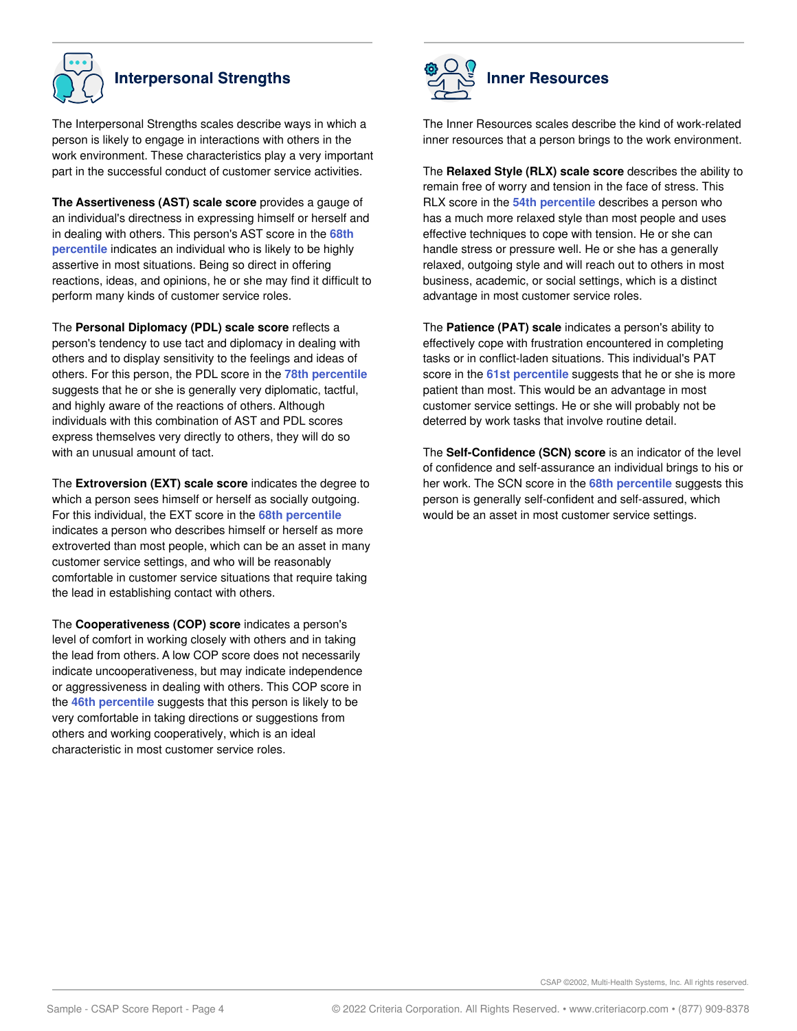## Interpersonal Strengths

The Interpersonal Strengths scales describe ways in which a person is likely to engage in interactions with others in the work environment. These characteristics play a very important part in the successful conduct of customer service activities.

**The Assertiveness (AST) scale score** provides a gauge of an individual's directness in expressing himself or herself and in dealing with others. This person's AST score in the **68th percentile** indicates an individual who is likely to be highly assertive in most situations. Being so direct in offering reactions, ideas, and opinions, he or she may find it difficult to perform many kinds of customer service roles.

The **Personal Diplomacy (PDL) scale score** reflects a person's tendency to use tact and diplomacy in dealing with others and to display sensitivity to the feelings and ideas of others. For this person, the PDL score in the **78th percentile** suggests that he or she is generally very diplomatic, tactful, and highly aware of the reactions of others. Although individuals with this combination of AST and PDL scores express themselves very directly to others, they will do so with an unusual amount of tact.

The **Extroversion (EXT) scale score** indicates the degree to which a person sees himself or herself as socially outgoing. For this individual, the EXT score in the **68th percentile** indicates a person who describes himself or herself as more extroverted than most people, which can be an asset in many customer service settings, and who will be reasonably comfortable in customer service situations that require taking the lead in establishing contact with others.

The **Cooperativeness (COP) score** indicates a person's level of comfort in working closely with others and in taking the lead from others. A low COP score does not necessarily indicate uncooperativeness, but may indicate independence or aggressiveness in dealing with others. This COP score in the **46th percentile** suggests that this person is likely to be very comfortable in taking directions or suggestions from others and working cooperatively, which is an ideal characteristic in most customer service roles.

## Inner Resources

The Inner Resources scales describe the kind of work-related inner resources that a person brings to the work environment.

The **Relaxed Style (RLX) scale score** describes the ability to remain free of worry and tension in the face of stress. This RLX score in the **54th percentile** describes a person who has a much more relaxed style than most people and uses effective techniques to cope with tension. He or she can handle stress or pressure well. He or she has a generally relaxed, outgoing style and will reach out to others in most business, academic, or social settings, which is a distinct advantage in most customer service roles.

The **Patience (PAT) scale** indicates a person's ability to effectively cope with frustration encountered in completing tasks or in conflict-laden situations. This individual's PAT score in the **61st percentile** suggests that he or she is more patient than most. This would be an advantage in most customer service settings. He or she will probably not be deterred by work tasks that involve routine detail.

The **Self-Confidence (SCN) score** is an indicator of the level of confidence and self-assurance an individual brings to his or her work. The SCN score in the **68th percentile** suggests this person is generally self-confident and self-assured, which would be an asset in most customer service settings.

CSAP ©2002, Multi-Health Systems, Inc. All rights reserved.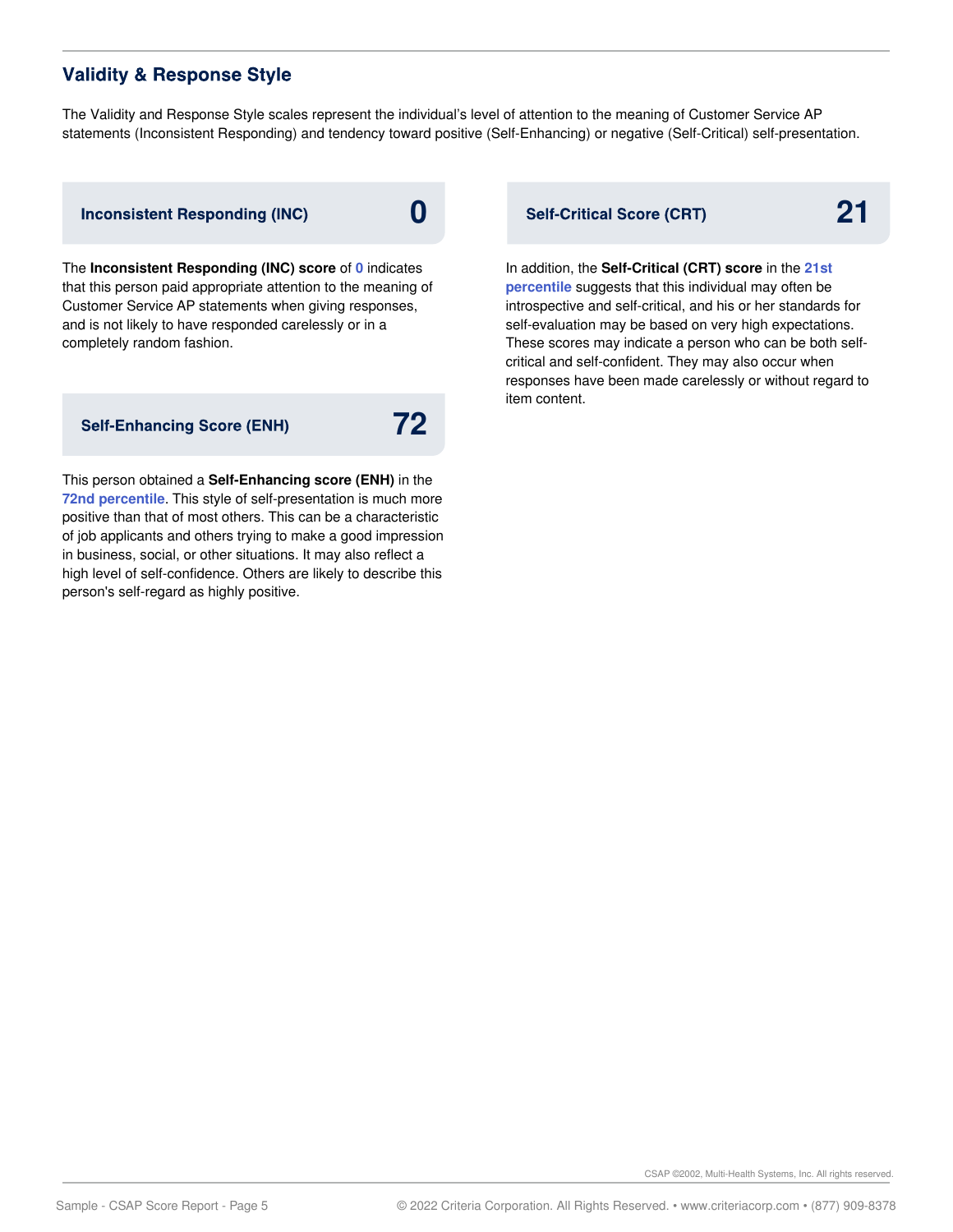## Validity & Response Style

The Validity and Response Style scales represent the individual's level of attention to the meaning of Customer Service AP statements (Inconsistent Responding) and tendency toward positive (Self-Enhancing) or negative (Self-Critical) self-presentation.

### Inconsistent Responding (INC) — 0

The **Inconsistent Responding (INC) score** of **0** indicates that this person paid appropriate attention to the meaning of Customer Service AP statements when giving responses, and is not likely to have responded carelessly or in a completely random fashion.

### Self-Enhancing Score (ENH) — 72

This person obtained a **Self-Enhancing score (ENH)** in the **72nd percentile**. This style of self-presentation is much more positive than that of most others. This can be a characteristic of job applicants and others trying to make a good impression in business, social, or other situations. It may also reflect a high level of self-confidence. Others are likely to describe this person's self-regard as highly positive.

### Self-Critical Score (CRT) — 21

In addition, the **Self-Critical (CRT) score** in the **21st percentile** suggests that this individual may often be introspective and self-critical, and his or her standards for self-evaluation may be based on very high expectations. These scores may indicate a person who can be both self-critical and self-confident. They may also occur when responses have been made carelessly or without regard to item content.

CSAP ©2002, Multi-Health Systems, Inc. All rights reserved.